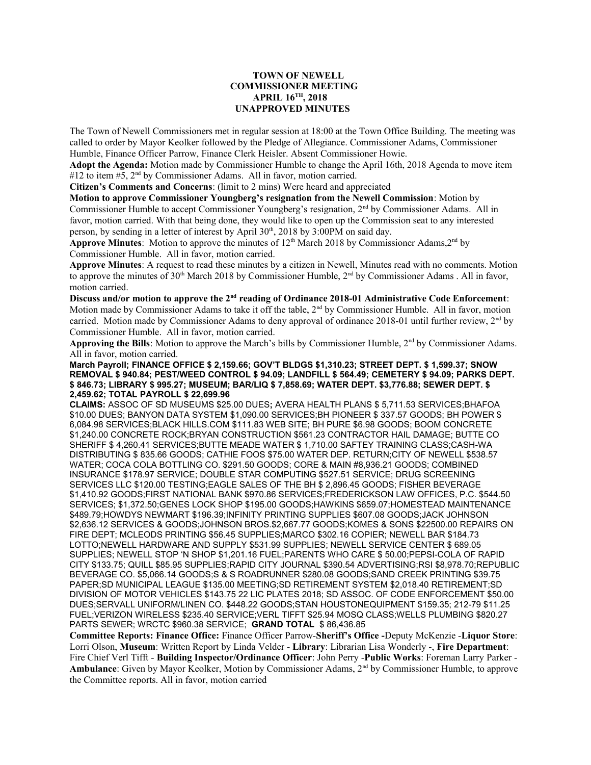**TOWN OF NEWELL**
**COMMISSIONER MEETING**
**APRIL 16TH, 2018**
**UNAPPROVED MINUTES**

The Town of Newell Commissioners met in regular session at 18:00 at the Town Office Building. The meeting was called to order by Mayor Keolker followed by the Pledge of Allegiance. Commissioner Adams, Commissioner Humble, Finance Officer Parrow, Finance Clerk Heisler. Absent Commissioner Howie.

**Adopt the Agenda:** Motion made by Commissioner Humble to change the April 16th, 2018 Agenda to move item #12 to item #5, 2nd by Commissioner Adams. All in favor, motion carried.

**Citizen's Comments and Concerns**: (limit to 2 mins) Were heard and appreciated

**Motion to approve Commissioner Youngberg's resignation from the Newell Commission**: Motion by Commissioner Humble to accept Commissioner Youngberg's resignation, 2nd by Commissioner Adams. All in favor, motion carried. With that being done, they would like to open up the Commission seat to any interested person, by sending in a letter of interest by April 30th, 2018 by 3:00PM on said day.

**Approve Minutes**: Motion to approve the minutes of 12th March 2018 by Commissioner Adams,2nd by Commissioner Humble. All in favor, motion carried.

**Approve Minutes**: A request to read these minutes by a citizen in Newell, Minutes read with no comments. Motion to approve the minutes of 30th March 2018 by Commissioner Humble, 2nd by Commissioner Adams . All in favor, motion carried.

**Discuss and/or motion to approve the 2nd reading of Ordinance 2018-01 Administrative Code Enforcement**: Motion made by Commissioner Adams to take it off the table, 2nd by Commissioner Humble. All in favor, motion carried. Motion made by Commissioner Adams to deny approval of ordinance 2018-01 until further review, 2nd by Commissioner Humble. All in favor, motion carried.

**Approving the Bills**: Motion to approve the March's bills by Commissioner Humble, 2nd by Commissioner Adams. All in favor, motion carried.

**March Payroll; FINANCE OFFICE $ 2,159.66; GOV'T BLDGS $1,310.23; STREET DEPT. $ 1,599.37; SNOW REMOVAL $ 940.84; PEST/WEED CONTROL $ 94.09; LANDFILL $ 564.49; CEMETERY $ 94.09; PARKS DEPT. $ 846.73; LIBRARY $ 995.27; MUSEUM; BAR/LIQ $ 7,858.69; WATER DEPT. $3,776.88; SEWER DEPT. $ 2,459.62; TOTAL PAYROLL $ 22,699.96**

**CLAIMS:** ASSOC OF SD MUSEUMS $25.00 DUES**;** AVERA HEALTH PLANS $ 5,711.53 SERVICES;BHAFOA $10.00 DUES; BANYON DATA SYSTEM $1,090.00 SERVICES;BH PIONEER $ 337.57 GOODS; BH POWER $ 6,084.98 SERVICES;BLACK HILLS.COM $111.83 WEB SITE; BH PURE $6.98 GOODS; BOOM CONCRETE $1,240.00 CONCRETE ROCK;BRYAN CONSTRUCTION $561.23 CONTRACTOR HAIL DAMAGE; BUTTE CO SHERIFF $ 4,260.41 SERVICES;BUTTE MEADE WATER $ 1,710.00 SAFTEY TRAINING CLASS;CASH-WA DISTRIBUTING $ 835.66 GOODS; CATHIE FOOS $75.00 WATER DEP. RETURN;CITY OF NEWELL $538.57 WATER; COCA COLA BOTTLING CO. $291.50 GOODS; CORE & MAIN #8,936.21 GOODS; COMBINED INSURANCE $178.97 SERVICE; DOUBLE STAR COMPUTING $527.51 SERVICE; DRUG SCREENING SERVICES LLC $120.00 TESTING;EAGLE SALES OF THE BH $ 2,896.45 GOODS; FISHER BEVERAGE $1,410.92 GOODS;FIRST NATIONAL BANK $970.86 SERVICES;FREDERICKSON LAW OFFICES, P.C. $544.50 SERVICES; $1,372.50;GENES LOCK SHOP $195.00 GOODS;HAWKINS $659.07;HOMESTEAD MAINTENANCE $489.79;HOWDYS NEWMART $196.39;INFINITY PRINTING SUPPLIES $607.08 GOODS;JACK JOHNSON $2,636.12 SERVICES & GOODS;JOHNSON BROS.$2,667.77 GOODS;KOMES & SONS $22500.00 REPAIRS ON FIRE DEPT; MCLEODS PRINTING $56.45 SUPPLIES;MARCO $302.16 COPIER; NEWELL BAR $184.73 LOTTO;NEWELL HARDWARE AND SUPPLY $531.99 SUPPLIES; NEWELL SERVICE CENTER $ 689.05 SUPPLIES; NEWELL STOP 'N SHOP $1,201.16 FUEL;PARENTS WHO CARE $ 50.00;PEPSI-COLA OF RAPID CITY $133.75; QUILL $85.95 SUPPLIES;RAPID CITY JOURNAL $390.54 ADVERTISING;RSI $8,978.70;REPUBLIC BEVERAGE CO. $5,066.14 GOODS;S & S ROADRUNNER $280.08 GOODS;SAND CREEK PRINTING $39.75 PAPER;SD MUNICIPAL LEAGUE $135.00 MEETING;SD RETIREMENT SYSTEM $2,018.40 RETIREMENT;SD DIVISION OF MOTOR VEHICLES $143.75 22 LIC PLATES 2018; SD ASSOC. OF CODE ENFORCEMENT $50.00 DUES;SERVALL UNIFORM/LINEN CO. $448.22 GOODS;STAN HOUSTONEQUIPMENT $159.35; 212-79 $11.25 FUEL;VERIZON WIRELESS $235.40 SERVICE;VERL TIFFT $25.94 MOSQ CLASS;WELLS PLUMBING $820.27 PARTS SEWER; WRCTC $960.38 SERVICE; **GRAND TOTAL** $ 86,436.85

**Committee Reports: Finance Office:** Finance Officer Parrow-**Sheriff's Office -**Deputy McKenzie -**Liquor Store**: Lorri Olson, **Museum**: Written Report by Linda Velder - **Library**: Librarian Lisa Wonderly -, **Fire Department**: Fire Chief Verl Tifft - **Building Inspector/Ordinance Officer**: John Perry -**Public Works**: Foreman Larry Parker - **Ambulance**: Given by Mayor Keolker, Motion by Commissioner Adams, 2nd by Commissioner Humble, to approve the Committee reports. All in favor, motion carried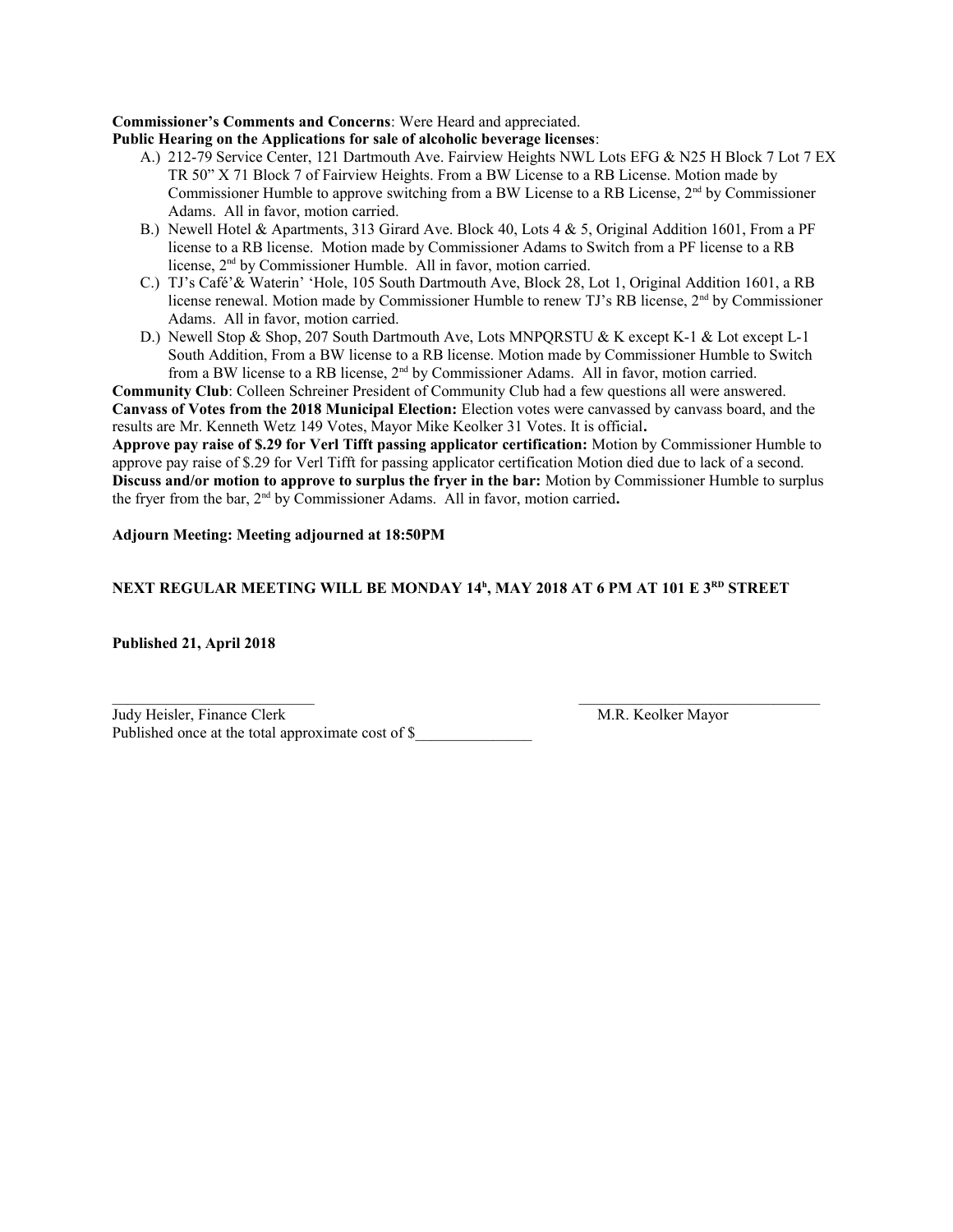**Commissioner's Comments and Concerns**: Were Heard and appreciated.

**Public Hearing on the Applications for sale of alcoholic beverage licenses**:

A.) 212-79 Service Center, 121 Dartmouth Ave. Fairview Heights NWL Lots EFG & N25 H Block 7 Lot 7 EX TR 50" X 71 Block 7 of Fairview Heights. From a BW License to a RB License. Motion made by Commissioner Humble to approve switching from a BW License to a RB License, 2nd by Commissioner Adams. All in favor, motion carried.

B.) Newell Hotel & Apartments, 313 Girard Ave. Block 40, Lots 4 & 5, Original Addition 1601, From a PF license to a RB license. Motion made by Commissioner Adams to Switch from a PF license to a RB license, 2nd by Commissioner Humble. All in favor, motion carried.

C.) TJ's Café'& Waterin' 'Hole, 105 South Dartmouth Ave, Block 28, Lot 1, Original Addition 1601, a RB license renewal. Motion made by Commissioner Humble to renew TJ's RB license, 2nd by Commissioner Adams. All in favor, motion carried.

D.) Newell Stop & Shop, 207 South Dartmouth Ave, Lots MNPQRSTU & K except K-1 & Lot except L-1 South Addition, From a BW license to a RB license. Motion made by Commissioner Humble to Switch from a BW license to a RB license, 2nd by Commissioner Adams. All in favor, motion carried.

**Community Club**: Colleen Schreiner President of Community Club had a few questions all were answered.

**Canvass of Votes from the 2018 Municipal Election:** Election votes were canvassed by canvass board, and the results are Mr. Kenneth Wetz 149 Votes, Mayor Mike Keolker 31 Votes. It is official**.**

**Approve pay raise of $.29 for Verl Tifft passing applicator certification:** Motion by Commissioner Humble to approve pay raise of $.29 for Verl Tifft for passing applicator certification Motion died due to lack of a second.

**Discuss and/or motion to approve to surplus the fryer in the bar:** Motion by Commissioner Humble to surplus the fryer from the bar, 2nd by Commissioner Adams. All in favor, motion carried**.**

**Adjourn Meeting: Meeting adjourned at 18:50PM**

**NEXT REGULAR MEETING WILL BE MONDAY 14h, MAY 2018 AT 6 PM AT 101 E 3RD STREET**

**Published 21, April 2018**

\_\_\_\_\_\_\_\_\_\_\_\_\_\_\_\_\_\_\_\_\_\_\_\_\_\_ \_\_\_\_\_\_\_\_\_\_\_\_\_\_\_\_\_\_\_\_\_\_\_\_\_\_\_\_\_\_\_\_

Judy Heisler, Finance Clerk M.R. Keolker Mayor

Published once at the total approximate cost of $\_\_\_\_\_\_\_\_\_\_\_\_\_\_\_